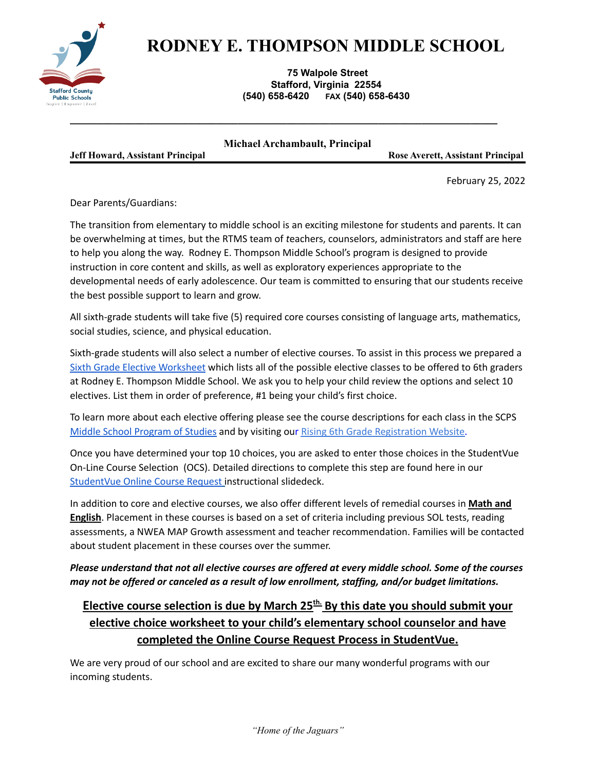# RODNEY E. THOMPSON MIDDLE SCHOOL

**75 Walpole Street**
**Stafford, Virginia 22554**
**(540) 658-6420 FAX (540) 658-6430**

**Michael Archambault, Principal**

**Jeff Howard, Assistant Principal** **Rose Averett, Assistant Principal**

February 25, 2022

Dear Parents/Guardians:

The transition from elementary to middle school is an exciting milestone for students and parents. It can be overwhelming at times, but the RTMS team of teachers, counselors, administrators and staff are here to help you along the way. Rodney E. Thompson Middle School's program is designed to provide instruction in core content and skills, as well as exploratory experiences appropriate to the developmental needs of early adolescence. Our team is committed to ensuring that our students receive the best possible support to learn and grow.

All sixth-grade students will take five (5) required core courses consisting of language arts, mathematics, social studies, science, and physical education.

Sixth-grade students will also select a number of elective courses. To assist in this process we prepared a Sixth Grade Elective Worksheet which lists all of the possible elective classes to be offered to 6th graders at Rodney E. Thompson Middle School. We ask you to help your child review the options and select 10 electives. List them in order of preference, #1 being your child's first choice.

To learn more about each elective offering please see the course descriptions for each class in the SCPS Middle School Program of Studies and by visiting our Rising 6th Grade Registration Website.

Once you have determined your top 10 choices, you are asked to enter those choices in the StudentVue On-Line Course Selection (OCS). Detailed directions to complete this step are found here in our StudentVue Online Course Request instructional slidedeck.

In addition to core and elective courses, we also offer different levels of remedial courses in **Math and English**. Placement in these courses is based on a set of criteria including previous SOL tests, reading assessments, a NWEA MAP Growth assessment and teacher recommendation. Families will be contacted about student placement in these courses over the summer.

***Please understand that not all elective courses are offered at every middle school. Some of the courses may not be offered or canceled as a result of low enrollment, staffing, and/or budget limitations.***

**Elective course selection is due by March 25th. By this date you should submit your elective choice worksheet to your child's elementary school counselor and have completed the Online Course Request Process in StudentVue.**

We are very proud of our school and are excited to share our many wonderful programs with our incoming students.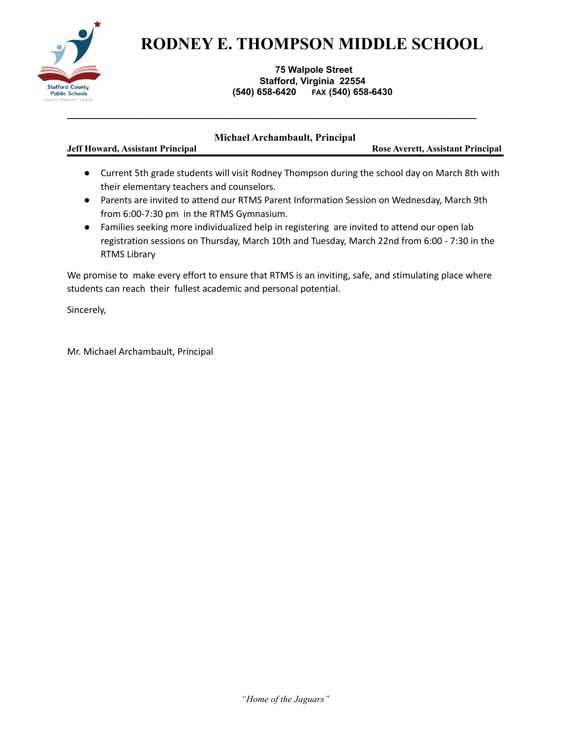# RODNEY E. THOMPSON MIDDLE SCHOOL

**75 Walpole Street**
**Stafford, Virginia 22554**
**(540) 658-6420 FAX (540) 658-6430**

**Michael Archambault, Principal**

**Jeff Howard, Assistant Principal** **Rose Averett, Assistant Principal**

- Current 5th grade students will visit Rodney Thompson during the school day on March 8th with their elementary teachers and counselors.
- Parents are invited to attend our RTMS Parent Information Session on Wednesday, March 9th from 6:00-7:30 pm in the RTMS Gymnasium.
- Families seeking more individualized help in registering are invited to attend our open lab registration sessions on Thursday, March 10th and Tuesday, March 22nd from 6:00 - 7:30 in the RTMS Library

We promise to make every effort to ensure that RTMS is an inviting, safe, and stimulating place where students can reach their fullest academic and personal potential.

Sincerely,

Mr. Michael Archambault, Principal

*"Home of the Jaguars"*